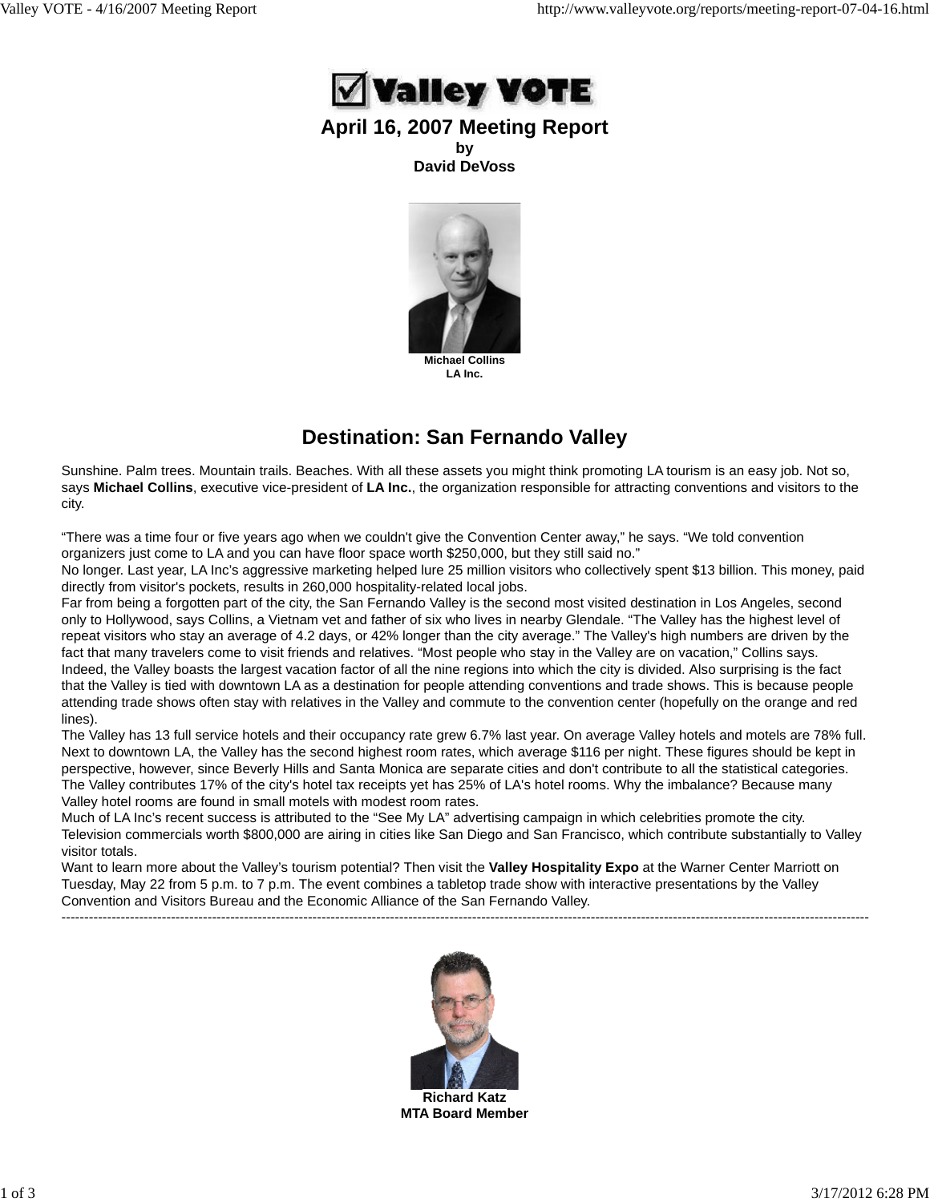# Valley VOTE

## April 16, 2007 Meeting Report

**by**
**David DeVoss**

**Michael Collins**
**LA Inc.**

## Destination: San Fernando Valley

Sunshine. Palm trees. Mountain trails. Beaches. With all these assets you might think promoting LA tourism is an easy job. Not so, says **Michael Collins**, executive vice-president of **LA Inc.**, the organization responsible for attracting conventions and visitors to the city.

"There was a time four or five years ago when we couldn't give the Convention Center away," he says. "We told convention organizers just come to LA and you can have floor space worth $250,000, but they still said no."

No longer. Last year, LA Inc's aggressive marketing helped lure 25 million visitors who collectively spent $13 billion. This money, paid directly from visitor's pockets, results in 260,000 hospitality-related local jobs.

Far from being a forgotten part of the city, the San Fernando Valley is the second most visited destination in Los Angeles, second only to Hollywood, says Collins, a Vietnam vet and father of six who lives in nearby Glendale. "The Valley has the highest level of repeat visitors who stay an average of 4.2 days, or 42% longer than the city average." The Valley's high numbers are driven by the fact that many travelers come to visit friends and relatives. "Most people who stay in the Valley are on vacation," Collins says. Indeed, the Valley boasts the largest vacation factor of all the nine regions into which the city is divided. Also surprising is the fact that the Valley is tied with downtown LA as a destination for people attending conventions and trade shows. This is because people attending trade shows often stay with relatives in the Valley and commute to the convention center (hopefully on the orange and red lines).

The Valley has 13 full service hotels and their occupancy rate grew 6.7% last year. On average Valley hotels and motels are 78% full. Next to downtown LA, the Valley has the second highest room rates, which average $116 per night. These figures should be kept in perspective, however, since Beverly Hills and Santa Monica are separate cities and don't contribute to all the statistical categories. The Valley contributes 17% of the city's hotel tax receipts yet has 25% of LA's hotel rooms. Why the imbalance? Because many Valley hotel rooms are found in small motels with modest room rates.

Much of LA Inc's recent success is attributed to the "See My LA" advertising campaign in which celebrities promote the city. Television commercials worth $800,000 are airing in cities like San Diego and San Francisco, which contribute substantially to Valley visitor totals.

Want to learn more about the Valley's tourism potential? Then visit the **Valley Hospitality Expo** at the Warner Center Marriott on Tuesday, May 22 from 5 p.m. to 7 p.m. The event combines a tabletop trade show with interactive presentations by the Valley Convention and Visitors Bureau and the Economic Alliance of the San Fernando Valley.

---

**Richard Katz**
**MTA Board Member**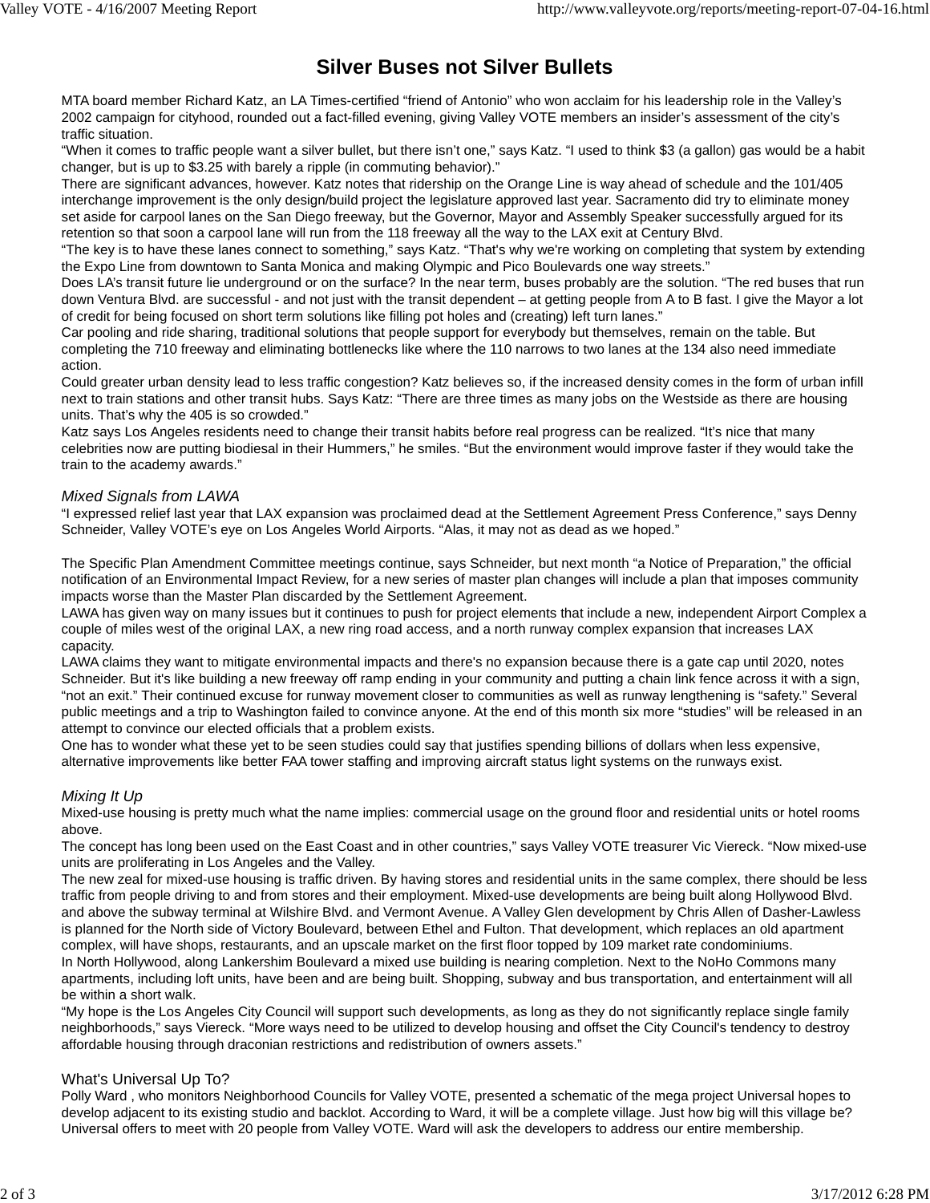# Silver Buses not Silver Bullets

MTA board member Richard Katz, an LA Times-certified "friend of Antonio" who won acclaim for his leadership role in the Valley's 2002 campaign for cityhood, rounded out a fact-filled evening, giving Valley VOTE members an insider's assessment of the city's traffic situation.

"When it comes to traffic people want a silver bullet, but there isn't one," says Katz. "I used to think $3 (a gallon) gas would be a habit changer, but is up to $3.25 with barely a ripple (in commuting behavior)."

There are significant advances, however. Katz notes that ridership on the Orange Line is way ahead of schedule and the 101/405 interchange improvement is the only design/build project the legislature approved last year. Sacramento did try to eliminate money set aside for carpool lanes on the San Diego freeway, but the Governor, Mayor and Assembly Speaker successfully argued for its retention so that soon a carpool lane will run from the 118 freeway all the way to the LAX exit at Century Blvd.

"The key is to have these lanes connect to something," says Katz. "That's why we're working on completing that system by extending the Expo Line from downtown to Santa Monica and making Olympic and Pico Boulevards one way streets."

Does LA's transit future lie underground or on the surface? In the near term, buses probably are the solution. "The red buses that run down Ventura Blvd. are successful - and not just with the transit dependent – at getting people from A to B fast. I give the Mayor a lot of credit for being focused on short term solutions like filling pot holes and (creating) left turn lanes."

Car pooling and ride sharing, traditional solutions that people support for everybody but themselves, remain on the table. But completing the 710 freeway and eliminating bottlenecks like where the 110 narrows to two lanes at the 134 also need immediate action.

Could greater urban density lead to less traffic congestion? Katz believes so, if the increased density comes in the form of urban infill next to train stations and other transit hubs. Says Katz: "There are three times as many jobs on the Westside as there are housing units. That's why the 405 is so crowded."

Katz says Los Angeles residents need to change their transit habits before real progress can be realized. "It's nice that many celebrities now are putting biodiesal in their Hummers," he smiles. "But the environment would improve faster if they would take the train to the academy awards."

### *Mixed Signals from LAWA*

"I expressed relief last year that LAX expansion was proclaimed dead at the Settlement Agreement Press Conference," says Denny Schneider, Valley VOTE's eye on Los Angeles World Airports. "Alas, it may not as dead as we hoped."

The Specific Plan Amendment Committee meetings continue, says Schneider, but next month "a Notice of Preparation," the official notification of an Environmental Impact Review, for a new series of master plan changes will include a plan that imposes community impacts worse than the Master Plan discarded by the Settlement Agreement.

LAWA has given way on many issues but it continues to push for project elements that include a new, independent Airport Complex a couple of miles west of the original LAX, a new ring road access, and a north runway complex expansion that increases LAX capacity.

LAWA claims they want to mitigate environmental impacts and there's no expansion because there is a gate cap until 2020, notes Schneider. But it's like building a new freeway off ramp ending in your community and putting a chain link fence across it with a sign, "not an exit." Their continued excuse for runway movement closer to communities as well as runway lengthening is "safety." Several public meetings and a trip to Washington failed to convince anyone. At the end of this month six more "studies" will be released in an attempt to convince our elected officials that a problem exists.

One has to wonder what these yet to be seen studies could say that justifies spending billions of dollars when less expensive, alternative improvements like better FAA tower staffing and improving aircraft status light systems on the runways exist.

### *Mixing It Up*

Mixed-use housing is pretty much what the name implies: commercial usage on the ground floor and residential units or hotel rooms above.

The concept has long been used on the East Coast and in other countries," says Valley VOTE treasurer Vic Viereck. "Now mixed-use units are proliferating in Los Angeles and the Valley.

The new zeal for mixed-use housing is traffic driven. By having stores and residential units in the same complex, there should be less traffic from people driving to and from stores and their employment. Mixed-use developments are being built along Hollywood Blvd. and above the subway terminal at Wilshire Blvd. and Vermont Avenue. A Valley Glen development by Chris Allen of Dasher-Lawless is planned for the North side of Victory Boulevard, between Ethel and Fulton. That development, which replaces an old apartment complex, will have shops, restaurants, and an upscale market on the first floor topped by 109 market rate condominiums.

In North Hollywood, along Lankershim Boulevard a mixed use building is nearing completion. Next to the NoHo Commons many apartments, including loft units, have been and are being built. Shopping, subway and bus transportation, and entertainment will all be within a short walk.

"My hope is the Los Angeles City Council will support such developments, as long as they do not significantly replace single family neighborhoods," says Viereck. "More ways need to be utilized to develop housing and offset the City Council's tendency to destroy affordable housing through draconian restrictions and redistribution of owners assets."

### What's Universal Up To?

Polly Ward , who monitors Neighborhood Councils for Valley VOTE, presented a schematic of the mega project Universal hopes to develop adjacent to its existing studio and backlot. According to Ward, it will be a complete village. Just how big will this village be? Universal offers to meet with 20 people from Valley VOTE. Ward will ask the developers to address our entire membership.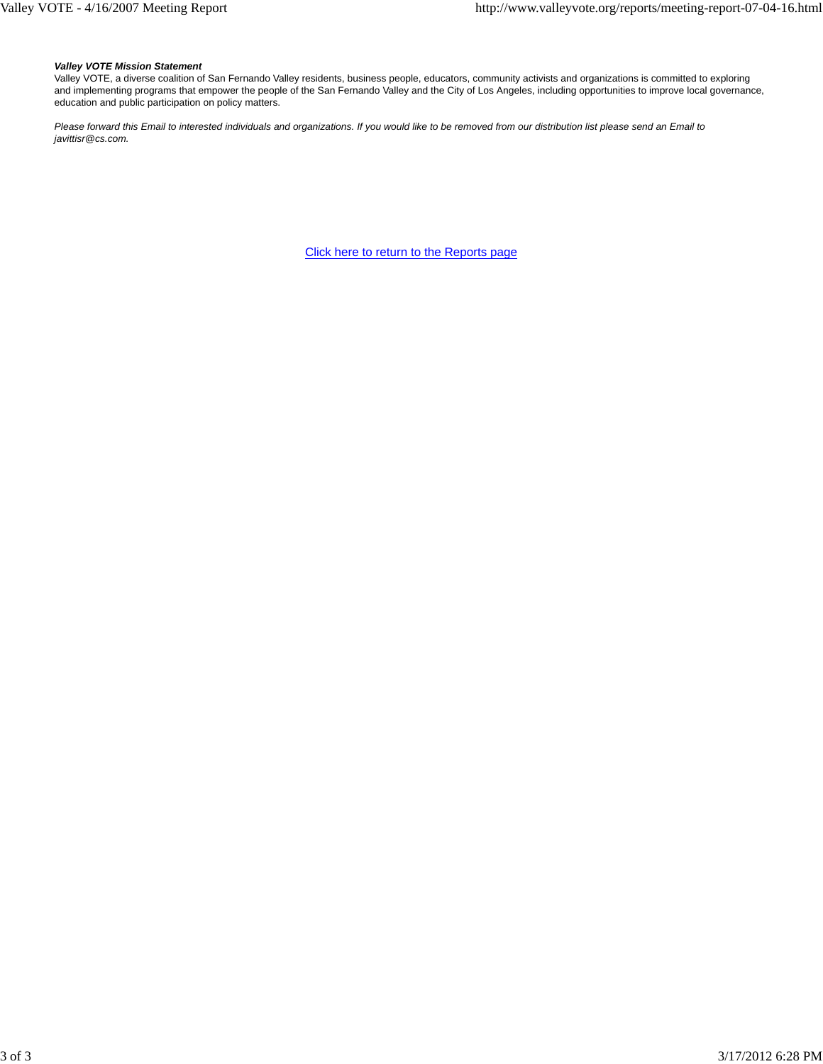***Valley VOTE Mission Statement***

Valley VOTE, a diverse coalition of San Fernando Valley residents, business people, educators, community activists and organizations is committed to exploring and implementing programs that empower the people of the San Fernando Valley and the City of Los Angeles, including opportunities to improve local governance, education and public participation on policy matters.

*Please forward this Email to interested individuals and organizations. If you would like to be removed from our distribution list please send an Email to javittisr@cs.com.*

Click here to return to the Reports page